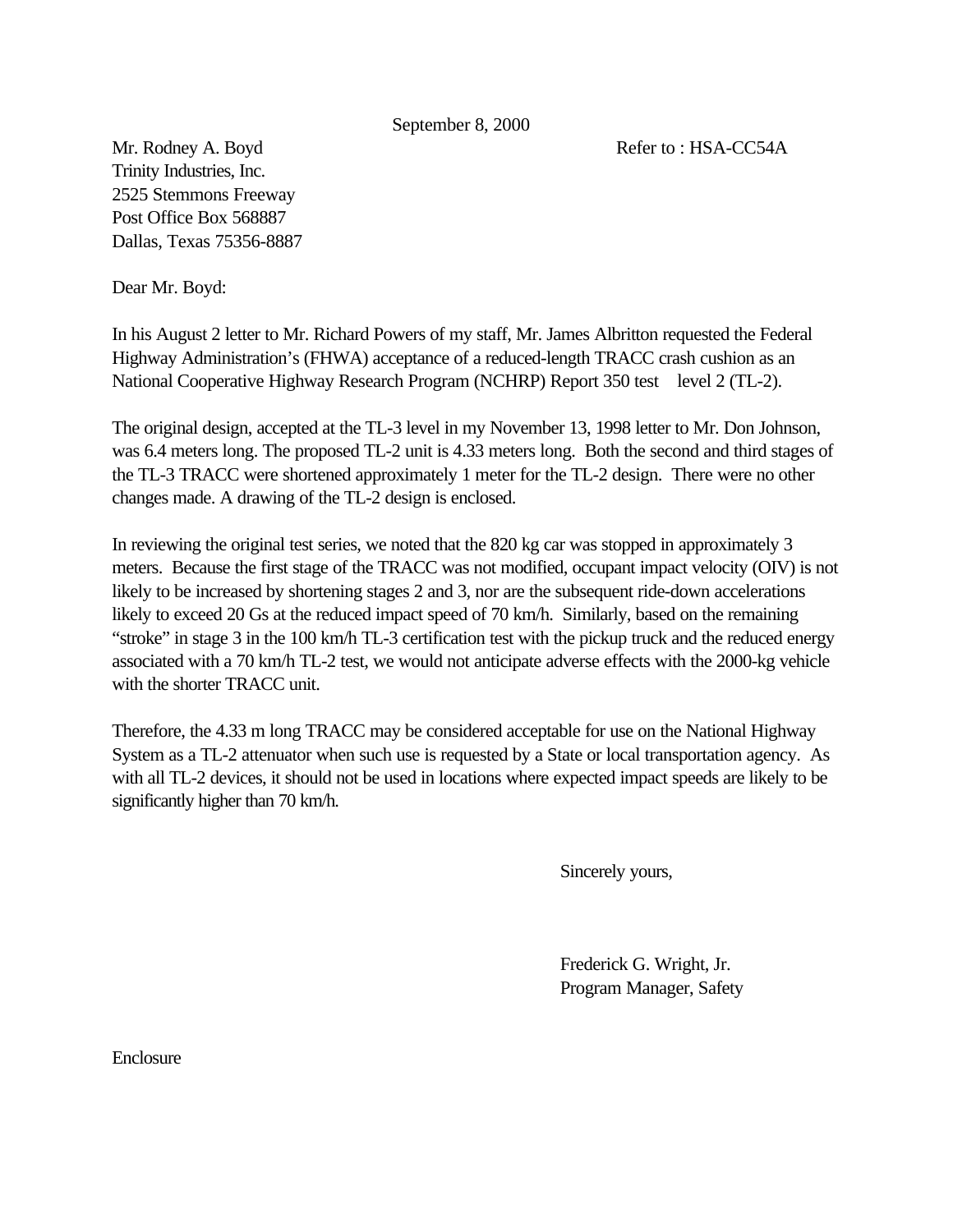September 8, 2000

Mr. Rodney A. Boyd

Refer to : HSA-CC54A

Trinity Industries, Inc.
2525 Stemmons Freeway
Post Office Box 568887
Dallas, Texas 75356-8887

Dear Mr. Boyd:

In his August 2 letter to Mr. Richard Powers of my staff, Mr. James Albritton requested the Federal Highway Administration's (FHWA) acceptance of a reduced-length TRACC crash cushion as an National Cooperative Highway Research Program (NCHRP) Report 350 test level 2 (TL-2).

The original design, accepted at the TL-3 level in my November 13, 1998 letter to Mr. Don Johnson, was 6.4 meters long. The proposed TL-2 unit is 4.33 meters long. Both the second and third stages of the TL-3 TRACC were shortened approximately 1 meter for the TL-2 design. There were no other changes made. A drawing of the TL-2 design is enclosed.

In reviewing the original test series, we noted that the 820 kg car was stopped in approximately 3 meters. Because the first stage of the TRACC was not modified, occupant impact velocity (OIV) is not likely to be increased by shortening stages 2 and 3, nor are the subsequent ride-down accelerations likely to exceed 20 Gs at the reduced impact speed of 70 km/h. Similarly, based on the remaining "stroke" in stage 3 in the 100 km/h TL-3 certification test with the pickup truck and the reduced energy associated with a 70 km/h TL-2 test, we would not anticipate adverse effects with the 2000-kg vehicle with the shorter TRACC unit.

Therefore, the 4.33 m long TRACC may be considered acceptable for use on the National Highway System as a TL-2 attenuator when such use is requested by a State or local transportation agency. As with all TL-2 devices, it should not be used in locations where expected impact speeds are likely to be significantly higher than 70 km/h.

Sincerely yours,

Frederick G. Wright, Jr.
Program Manager, Safety

Enclosure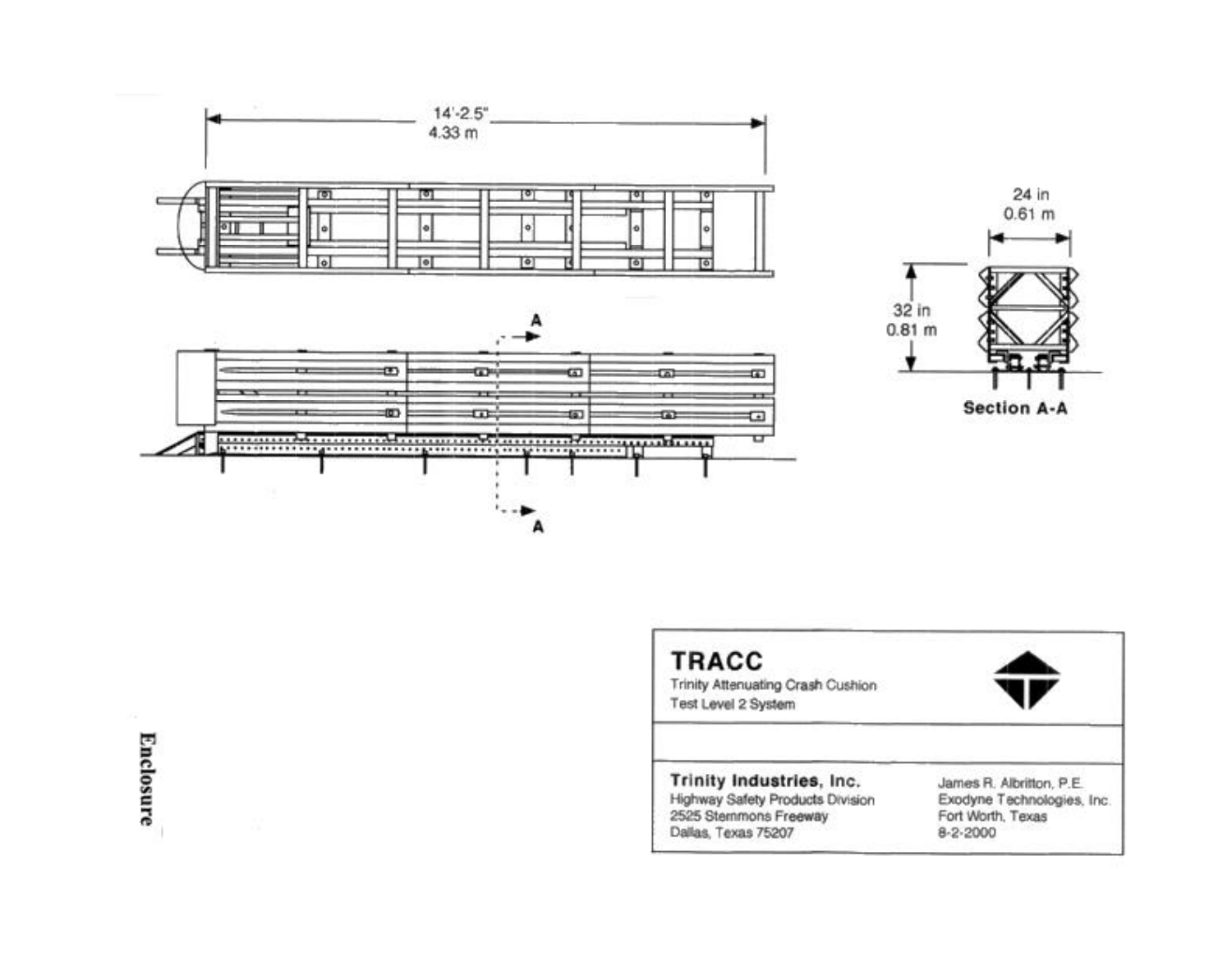14'-2.5"
4.33 m

24 in
0.61 m

32 in
0.81 m

A

A

Section A-A

**TRACC**

Trinity Attenuating Crash Cushion
Test Level 2 System

**Trinity Industries, Inc.**
Highway Safety Products Division
2525 Stemmons Freeway
Dallas, Texas 75207

James R. Albritton, P.E.
Exodyne Technologies, Inc.
Fort Worth, Texas
8-2-2000

Enclosure